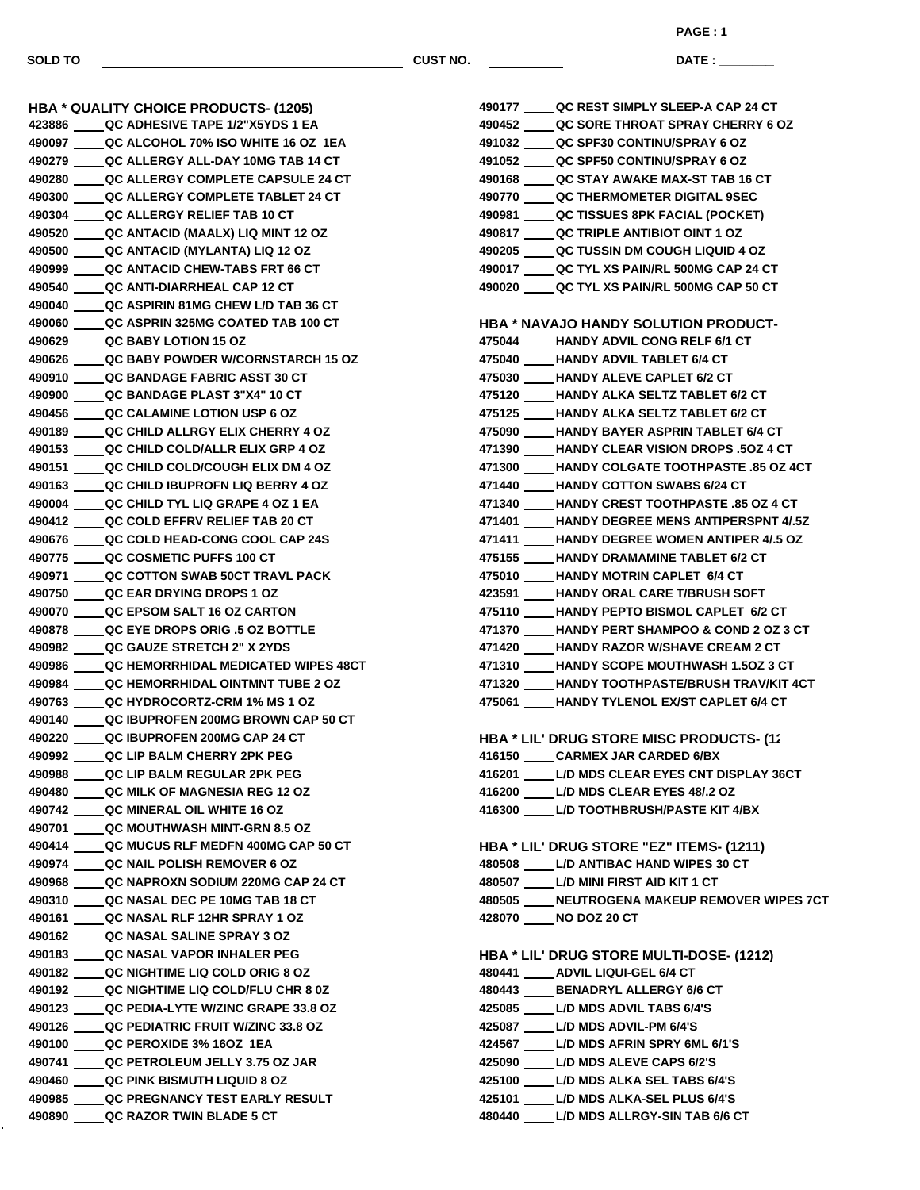SOLD TO ______________________ CUST NO. __________ DATE : ________

## HBA * QUALITY CHOICE PRODUCTS- (1205)

423886 ____ QC ADHESIVE TAPE 1/2"X5YDS 1 EA
490097 ____ QC ALCOHOL 70% ISO WHITE 16 OZ 1EA
490279 ____ QC ALLERGY ALL-DAY 10MG TAB 14 CT
490280 ____ QC ALLERGY COMPLETE CAPSULE 24 CT
490300 ____ QC ALLERGY COMPLETE TABLET 24 CT
490304 ____ QC ALLERGY RELIEF TAB 10 CT
490520 ____ QC ANTACID (MAALX) LIQ MINT 12 OZ
490500 ____ QC ANTACID (MYLANTA) LIQ 12 OZ
490999 ____ QC ANTACID CHEW-TABS FRT 66 CT
490540 ____ QC ANTI-DIARRHEAL CAP 12 CT
490040 ____ QC ASPIRIN 81MG CHEW L/D TAB 36 CT
490060 ____ QC ASPRIN 325MG COATED TAB 100 CT
490629 ____ QC BABY LOTION 15 OZ
490626 ____ QC BABY POWDER W/CORNSTARCH 15 OZ
490910 ____ QC BANDAGE FABRIC ASST 30 CT
490900 ____ QC BANDAGE PLAST 3"X4" 10 CT
490456 ____ QC CALAMINE LOTION USP 6 OZ
490189 ____ QC CHILD ALLRGY ELIX CHERRY 4 OZ
490153 ____ QC CHILD COLD/ALLR ELIX GRP 4 OZ
490151 ____ QC CHILD COLD/COUGH ELIX DM 4 OZ
490163 ____ QC CHILD IBUPROFN LIQ BERRY 4 OZ
490004 ____ QC CHILD TYL LIQ GRAPE 4 OZ 1 EA
490412 ____ QC COLD EFFRV RELIEF TAB 20 CT
490676 ____ QC COLD HEAD-CONG COOL CAP 24S
490775 ____ QC COSMETIC PUFFS 100 CT
490971 ____ QC COTTON SWAB 50CT TRAVL PACK
490750 ____ QC EAR DRYING DROPS 1 OZ
490070 ____ QC EPSOM SALT 16 OZ CARTON
490878 ____ QC EYE DROPS ORIG .5 OZ BOTTLE
490982 ____ QC GAUZE STRETCH 2" X 2YDS
490986 ____ QC HEMORRHIDAL MEDICATED WIPES 48CT
490984 ____ QC HEMORRHIDAL OINTMNT TUBE 2 OZ
490763 ____ QC HYDROCORTZ-CRM 1% MS 1 OZ
490140 ____ QC IBUPROFEN 200MG BROWN CAP 50 CT
490220 ____ QC IBUPROFEN 200MG CAP 24 CT
490992 ____ QC LIP BALM CHERRY 2PK PEG
490988 ____ QC LIP BALM REGULAR 2PK PEG
490480 ____ QC MILK OF MAGNESIA REG 12 OZ
490742 ____ QC MINERAL OIL WHITE 16 OZ
490701 ____ QC MOUTHWASH MINT-GRN 8.5 OZ
490414 ____ QC MUCUS RLF MEDFN 400MG CAP 50 CT
490974 ____ QC NAIL POLISH REMOVER 6 OZ
490968 ____ QC NAPROXN SODIUM 220MG CAP 24 CT
490310 ____ QC NASAL DEC PE 10MG TAB 18 CT
490161 ____ QC NASAL RLF 12HR SPRAY 1 OZ
490162 ____ QC NASAL SALINE SPRAY 3 OZ
490183 ____ QC NASAL VAPOR INHALER PEG
490182 ____ QC NIGHTIME LIQ COLD ORIG 8 OZ
490192 ____ QC NIGHTIME LIQ COLD/FLU CHR 8 0Z
490123 ____ QC PEDIA-LYTE W/ZINC GRAPE 33.8 OZ
490126 ____ QC PEDIATRIC FRUIT W/ZINC 33.8 OZ
490100 ____ QC PEROXIDE 3% 16OZ 1EA
490741 ____ QC PETROLEUM JELLY 3.75 OZ JAR
490460 ____ QC PINK BISMUTH LIQUID 8 OZ
490985 ____ QC PREGNANCY TEST EARLY RESULT
490890 ____ QC RAZOR TWIN BLADE 5 CT
490177 ____ QC REST SIMPLY SLEEP-A CAP 24 CT
490452 ____ QC SORE THROAT SPRAY CHERRY 6 OZ
491032 ____ QC SPF30 CONTINU/SPRAY 6 OZ
491052 ____ QC SPF50 CONTINU/SPRAY 6 OZ
490168 ____ QC STAY AWAKE MAX-ST TAB 16 CT
490770 ____ QC THERMOMETER DIGITAL 9SEC
490981 ____ QC TISSUES 8PK FACIAL (POCKET)
490817 ____ QC TRIPLE ANTIBIOT OINT 1 OZ
490205 ____ QC TUSSIN DM COUGH LIQUID 4 OZ
490017 ____ QC TYL XS PAIN/RL 500MG CAP 24 CT
490020 ____ QC TYL XS PAIN/RL 500MG CAP 50 CT

## HBA * NAVAJO HANDY SOLUTION PRODUCT-

475044 ____ HANDY ADVIL CONG RELF 6/1 CT
475040 ____ HANDY ADVIL TABLET 6/4 CT
475030 ____ HANDY ALEVE CAPLET 6/2 CT
475120 ____ HANDY ALKA SELTZ TABLET 6/2 CT
475125 ____ HANDY ALKA SELTZ TABLET 6/2 CT
475090 ____ HANDY BAYER ASPRIN TABLET 6/4 CT
471390 ____ HANDY CLEAR VISION DROPS .5OZ 4 CT
471300 ____ HANDY COLGATE TOOTHPASTE .85 OZ 4CT
471440 ____ HANDY COTTON SWABS 6/24 CT
471340 ____ HANDY CREST TOOTHPASTE .85 OZ 4 CT
471401 ____ HANDY DEGREE MENS ANTIPERSPNT 4/.5Z
471411 ____ HANDY DEGREE WOMEN ANTIPER 4/.5 OZ
475155 ____ HANDY DRAMAMINE TABLET 6/2 CT
475010 ____ HANDY MOTRIN CAPLET 6/4 CT
423591 ____ HANDY ORAL CARE T/BRUSH SOFT
475110 ____ HANDY PEPTO BISMOL CAPLET 6/2 CT
471370 ____ HANDY PERT SHAMPOO & COND 2 OZ 3 CT
471420 ____ HANDY RAZOR W/SHAVE CREAM 2 CT
471310 ____ HANDY SCOPE MOUTHWASH 1.5OZ 3 CT
471320 ____ HANDY TOOTHPASTE/BRUSH TRAV/KIT 4CT
475061 ____ HANDY TYLENOL EX/ST CAPLET 6/4 CT

## HBA * LIL' DRUG STORE MISC PRODUCTS- (1:

416150 ____ CARMEX JAR CARDED 6/BX
416201 ____ L/D MDS CLEAR EYES CNT DISPLAY 36CT
416200 ____ L/D MDS CLEAR EYES 48/.2 OZ
416300 ____ L/D TOOTHBRUSH/PASTE KIT 4/BX

## HBA * LIL' DRUG STORE "EZ" ITEMS- (1211)

480508 ____ L/D ANTIBAC HAND WIPES 30 CT
480507 ____ L/D MINI FIRST AID KIT 1 CT
480505 ____ NEUTROGENA MAKEUP REMOVER WIPES 7CT
428070 ____ NO DOZ 20 CT

## HBA * LIL' DRUG STORE MULTI-DOSE- (1212)

480441 ____ ADVIL LIQUI-GEL 6/4 CT
480443 ____ BENADRYL ALLERGY 6/6 CT
425085 ____ L/D MDS ADVIL TABS 6/4'S
425087 ____ L/D MDS ADVIL-PM 6/4'S
424567 ____ L/D MDS AFRIN SPRY 6ML 6/1'S
425090 ____ L/D MDS ALEVE CAPS 6/2'S
425100 ____ L/D MDS ALKA SEL TABS 6/4'S
425101 ____ L/D MDS ALKA-SEL PLUS 6/4'S
480440 ____ L/D MDS ALLRGY-SIN TAB 6/6 CT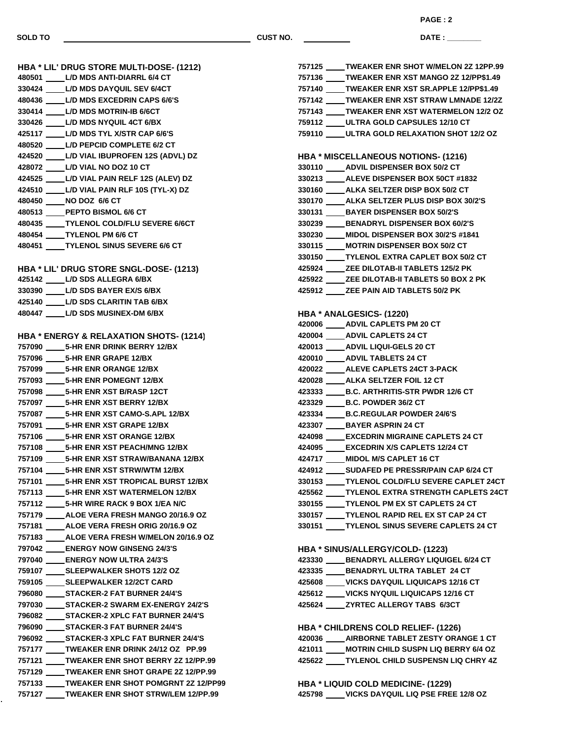SOLD TO ______________________ CUST NO. __________ DATE : ________

## HBA * LIL' DRUG STORE MULTI-DOSE- (1212)

480501 ____ L/D MDS ANTI-DIARRL 6/4 CT
330424 ____ L/D MDS DAYQUIL SEV 6/4CT
480436 ____ L/D MDS EXCEDRIN CAPS 6/6'S
330414 ____ L/D MDS MOTRIN-IB 6/6CT
330426 ____ L/D MDS NYQUIL 4CT 6/BX
425117 ____ L/D MDS TYL X/STR CAP 6/6'S
480520 ____ L/D PEPCID COMPLETE 6/2 CT
424520 ____ L/D VIAL IBUPROFEN 12S (ADVL) DZ
428072 ____ L/D VIAL NO DOZ 10 CT
424525 ____ L/D VIAL PAIN RELF 12S (ALEV) DZ
424510 ____ L/D VIAL PAIN RLF 10S (TYL-X) DZ
480450 ____ NO DOZ 6/6 CT
480513 ____ PEPTO BISMOL 6/6 CT
480435 ____ TYLENOL COLD/FLU SEVERE 6/6CT
480454 ____ TYLENOL PM 6/6 CT
480451 ____ TYLENOL SINUS SEVERE 6/6 CT

## HBA * LIL' DRUG STORE SNGL-DOSE- (1213)

425142 ____ L/D SDS ALLEGRA 6/BX
330390 ____ L/D SDS BAYER EX/S 6/BX
425140 ____ L/D SDS CLARITIN TAB 6/BX
480447 ____ L/D SDS MUSINEX-DM 6/BX

## HBA * ENERGY & RELAXATION SHOTS- (1214)

757090 ____ 5-HR ENR DRINK BERRY 12/BX
757096 ____ 5-HR ENR GRAPE 12/BX
757099 ____ 5-HR ENR ORANGE 12/BX
757093 ____ 5-HR ENR POMEGNT 12/BX
757098 ____ 5-HR ENR XST B/RASP 12CT
757097 ____ 5-HR ENR XST BERRY 12/BX
757087 ____ 5-HR ENR XST CAMO-S.APL 12/BX
757091 ____ 5-HR ENR XST GRAPE 12/BX
757106 ____ 5-HR ENR XST ORANGE 12/BX
757108 ____ 5-HR ENR XST PEACH/MNG 12/BX
757109 ____ 5-HR ENR XST STRAW/BANANA 12/BX
757104 ____ 5-HR ENR XST STRW/WTM 12/BX
757101 ____ 5-HR ENR XST TROPICAL BURST 12/BX
757113 ____ 5-HR ENR XST WATERMELON 12/BX
757112 ____ 5-HR WIRE RACK 9 BOX 1/EA N/C
757179 ____ ALOE VERA FRESH MANGO 20/16.9 OZ
757181 ____ ALOE VERA FRESH ORIG 20/16.9 OZ
757183 ____ ALOE VERA FRESH W/MELON 20/16.9 OZ
797042 ____ ENERGY NOW GINSENG 24/3'S
797040 ____ ENERGY NOW ULTRA 24/3'S
759107 ____ SLEEPWALKER SHOTS 12/2 OZ
759105 ____ SLEEPWALKER 12/2CT CARD
796080 ____ STACKER-2 FAT BURNER 24/4'S
797030 ____ STACKER-2 SWARM EX-ENERGY 24/2'S
796082 ____ STACKER-2 XPLC FAT BURNER 24/4'S
796090 ____ STACKER-3 FAT BURNER 24/4'S
796092 ____ STACKER-3 XPLC FAT BURNER 24/4'S
757177 ____ TWEAKER ENR DRINK 24/12 OZ PP.99
757121 ____ TWEAKER ENR SHOT BERRY 2Z 12/PP.99
757129 ____ TWEAKER ENR SHOT GRAPE 2Z 12/PP.99
757133 ____ TWEAKER ENR SHOT POMGRNT 2Z 12/PP99
757127 ____ TWEAKER ENR SHOT STRW/LEM 12/PP.99
757125 ____ TWEAKER ENR SHOT W/MELON 2Z 12PP.99
757136 ____ TWEAKER ENR XST MANGO 2Z 12/PP$1.49
757140 ____ TWEAKER ENR XST SR.APPLE 12/PP$1.49
757142 ____ TWEAKER ENR XST STRAW LMNADE 12/2Z
757143 ____ TWEAKER ENR XST WATERMELON 12/2 OZ
759112 ____ ULTRA GOLD CAPSULES 12/10 CT
759110 ____ ULTRA GOLD RELAXATION SHOT 12/2 OZ

## HBA * MISCELLANEOUS NOTIONS- (1216)

330110 ____ ADVIL DISPENSER BOX 50/2 CT
330213 ____ ALEVE DISPENSER BOX 50CT #1832
330160 ____ ALKA SELTZER DISP BOX 50/2 CT
330170 ____ ALKA SELTZER PLUS DISP BOX 30/2'S
330131 ____ BAYER DISPENSER BOX 50/2'S
330239 ____ BENADRYL DISPENSER BOX 60/2'S
330230 ____ MIDOL DISPENSER BOX 30/2'S #1841
330115 ____ MOTRIN DISPENSER BOX 50/2 CT
330150 ____ TYLENOL EXTRA CAPLET BOX 50/2 CT
425924 ____ ZEE DILOTAB-II TABLETS 125/2 PK
425922 ____ ZEE DILOTAB-II TABLETS 50 BOX 2 PK
425912 ____ ZEE PAIN AID TABLETS 50/2 PK

## HBA * ANALGESICS- (1220)

420006 ____ ADVIL CAPLETS PM 20 CT
420004 ____ ADVIL CAPLETS 24 CT
420013 ____ ADVIL LIQUI-GELS 20 CT
420010 ____ ADVIL TABLETS 24 CT
420022 ____ ALEVE CAPLETS 24CT 3-PACK
420028 ____ ALKA SELTZER FOIL 12 CT
423333 ____ B.C. ARTHRITIS-STR PWDR 12/6 CT
423329 ____ B.C. POWDER 36/2 CT
423334 ____ B.C.REGULAR POWDER 24/6'S
423307 ____ BAYER ASPRIN 24 CT
424098 ____ EXCEDRIN MIGRAINE CAPLETS 24 CT
424095 ____ EXCEDRIN X/S CAPLETS 12/24 CT
424717 ____ MIDOL M/S CAPLET 16 CT
424912 ____ SUDAFED PE PRESSR/PAIN CAP 6/24 CT
330153 ____ TYLENOL COLD/FLU SEVERE CAPLET 24CT
425562 ____ TYLENOL EXTRA STRENGTH CAPLETS 24CT
330155 ____ TYLENOL PM EX ST CAPLETS 24 CT
330157 ____ TYLENOL RAPID REL EX ST CAP 24 CT
330151 ____ TYLENOL SINUS SEVERE CAPLETS 24 CT

## HBA * SINUS/ALLERGY/COLD- (1223)

423330 ____ BENADRYL ALLERGY LIQUIGEL 6/24 CT
423335 ____ BENADRYL ULTRA TABLET 24 CT
425608 ____ VICKS DAYQUIL LIQUICAPS 12/16 CT
425612 ____ VICKS NYQUIL LIQUICAPS 12/16 CT
425624 ____ ZYRTEC ALLERGY TABS 6/3CT

## HBA * CHILDRENS COLD RELIEF- (1226)

420036 ____ AIRBORNE TABLET ZESTY ORANGE 1 CT
421011 ____ MOTRIN CHILD SUSPN LIQ BERRY 6/4 OZ
425622 ____ TYLENOL CHILD SUSPENSN LIQ CHRY 4Z

## HBA * LIQUID COLD MEDICINE- (1229)

425798 ____ VICKS DAYQUIL LIQ PSE FREE 12/8 OZ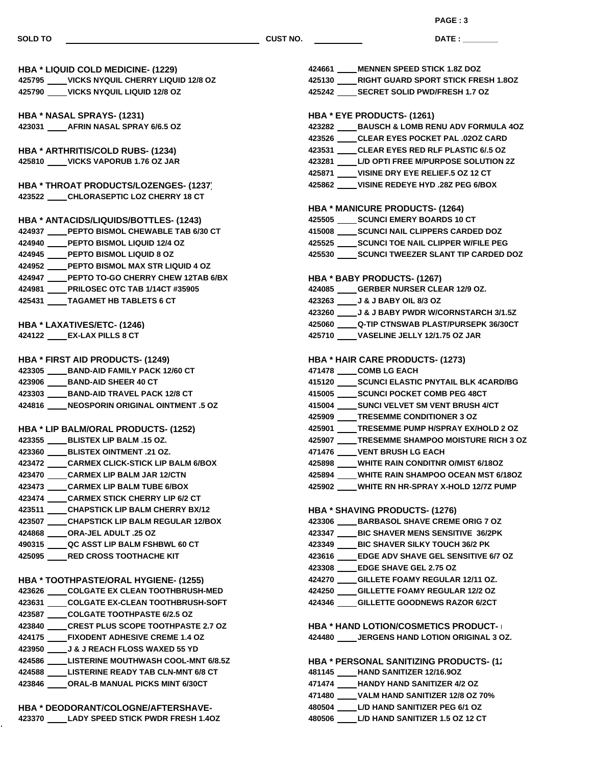SOLD TO ______________________ CUST NO. __________ DATE : ________

**HBA * LIQUID COLD MEDICINE- (1229)**

425795 ____ VICKS NYQUIL CHERRY LIQUID 12/8 OZ
425790 ____ VICKS NYQUIL LIQUID 12/8 OZ

**HBA * NASAL SPRAYS- (1231)**

423031 ____ AFRIN NASAL SPRAY 6/6.5 OZ

**HBA * ARTHRITIS/COLD RUBS- (1234)**

425810 ____ VICKS VAPORUB 1.76 OZ JAR

**HBA * THROAT PRODUCTS/LOZENGES- (1237)**

423522 ____ CHLORASEPTIC LOZ CHERRY 18 CT

**HBA * ANTACIDS/LIQUIDS/BOTTLES- (1243)**

424937 ____ PEPTO BISMOL CHEWABLE TAB 6/30 CT
424940 ____ PEPTO BISMOL LIQUID 12/4 OZ
424945 ____ PEPTO BISMOL LIQUID 8 OZ
424952 ____ PEPTO BISMOL MAX STR LIQUID 4 OZ
424947 ____ PEPTO TO-GO CHERRY CHEW 12TAB 6/BX
424981 ____ PRILOSEC OTC TAB 1/14CT #35905
425431 ____ TAGAMET HB TABLETS 6 CT

**HBA * LAXATIVES/ETC- (1246)**

424122 ____ EX-LAX PILLS 8 CT

**HBA * FIRST AID PRODUCTS- (1249)**

423305 ____ BAND-AID FAMILY PACK 12/60 CT
423906 ____ BAND-AID SHEER 40 CT
423303 ____ BAND-AID TRAVEL PACK 12/8 CT
424816 ____ NEOSPORIN ORIGINAL OINTMENT .5 OZ

**HBA * LIP BALM/ORAL PRODUCTS- (1252)**

423355 ____ BLISTEX LIP BALM .15 OZ.
423360 ____ BLISTEX OINTMENT .21 OZ.
423472 ____ CARMEX CLICK-STICK LIP BALM 6/BOX
423470 ____ CARMEX LIP BALM JAR 12/CTN
423473 ____ CARMEX LIP BALM TUBE 6/BOX
423474 ____ CARMEX STICK CHERRY LIP 6/2 CT
423511 ____ CHAPSTICK LIP BALM CHERRY BX/12
423507 ____ CHAPSTICK LIP BALM REGULAR 12/BOX
424868 ____ ORA-JEL ADULT .25 OZ
490315 ____ QC ASST LIP BALM FSHBWL 60 CT
425095 ____ RED CROSS TOOTHACHE KIT

**HBA * TOOTHPASTE/ORAL HYGIENE- (1255)**

423626 ____ COLGATE EX CLEAN TOOTHBRUSH-MED
423631 ____ COLGATE EX-CLEAN TOOTHBRUSH-SOFT
423587 ____ COLGATE TOOTHPASTE 6/2.5 OZ
423840 ____ CREST PLUS SCOPE TOOTHPASTE 2.7 OZ
424175 ____ FIXODENT ADHESIVE CREME 1.4 OZ
423950 ____ J & J REACH FLOSS WAXED 55 YD
424586 ____ LISTERINE MOUTHWASH COOL-MNT 6/8.5Z
424588 ____ LISTERINE READY TAB CLN-MNT 6/8 CT
423846 ____ ORAL-B MANUAL PICKS MINT 6/30CT

**HBA * DEODORANT/COLOGNE/AFTERSHAVE-**

423370 ____ LADY SPEED STICK PWDR FRESH 1.4OZ
424661 ____ MENNEN SPEED STICK 1.8Z DOZ
425130 ____ RIGHT GUARD SPORT STICK FRESH 1.8OZ
425242 ____ SECRET SOLID PWD/FRESH 1.7 OZ

**HBA * EYE PRODUCTS- (1261)**

423282 ____ BAUSCH & LOMB RENU ADV FORMULA 4OZ
423526 ____ CLEAR EYES POCKET PAL .02OZ CARD
423531 ____ CLEAR EYES RED RLF PLASTIC 6/.5 OZ
423281 ____ L/D OPTI FREE M/PURPOSE SOLUTION 2Z
425871 ____ VISINE DRY EYE RELIEF.5 OZ 12 CT
425862 ____ VISINE REDEYE HYD .28Z PEG 6/BOX

**HBA * MANICURE PRODUCTS- (1264)**

425505 ____ SCUNCI EMERY BOARDS 10 CT
415008 ____ SCUNCI NAIL CLIPPERS CARDED DOZ
425525 ____ SCUNCI TOE NAIL CLIPPER W/FILE PEG
425530 ____ SCUNCI TWEEZER SLANT TIP CARDED DOZ

**HBA * BABY PRODUCTS- (1267)**

424085 ____ GERBER NURSER CLEAR 12/9 OZ.
423263 ____ J & J BABY OIL 8/3 OZ
423260 ____ J & J BABY PWDR W/CORNSTARCH 3/1.5Z
425060 ____ Q-TIP CTNSWAB PLAST/PURSEPK 36/30CT
425710 ____ VASELINE JELLY 12/1.75 OZ JAR

**HBA * HAIR CARE PRODUCTS- (1273)**

471478 ____ COMB LG EACH
415120 ____ SCUNCI ELASTIC PNYTAIL BLK 4CARD/BG
415005 ____ SCUNCI POCKET COMB PEG 48CT
415004 ____ SUNCI VELVET SM VENT BRUSH 4/CT
425909 ____ TRESEMME CONDITIONER 3 OZ
425901 ____ TRESEMME PUMP H/SPRAY EX/HOLD 2 OZ
425907 ____ TRESEMME SHAMPOO MOISTURE RICH 3 OZ
471476 ____ VENT BRUSH LG EACH
425898 ____ WHITE RAIN CONDITNR O/MIST 6/18OZ
425894 ____ WHITE RAIN SHAMPOO OCEAN MST 6/18OZ
425902 ____ WHITE RN HR-SPRAY X-HOLD 12/7Z PUMP

**HBA * SHAVING PRODUCTS- (1276)**

423306 ____ BARBASOL SHAVE CREME ORIG 7 OZ
423347 ____ BIC SHAVER MENS SENSITIVE 36/2PK
423349 ____ BIC SHAVER SILKY TOUCH 36/2 PK
423616 ____ EDGE ADV SHAVE GEL SENSITIVE 6/7 OZ
423308 ____ EDGE SHAVE GEL 2.75 OZ
424270 ____ GILLETE FOAMY REGULAR 12/11 OZ.
424250 ____ GILLETTE FOAMY REGULAR 12/2 OZ
424346 ____ GILLETTE GOODNEWS RAZOR 6/2CT

**HBA * HAND LOTION/COSMETICS PRODUCT- (**

424480 ____ JERGENS HAND LOTION ORIGINAL 3 OZ.

**HBA * PERSONAL SANITIZING PRODUCTS- (1**

481145 ____ HAND SANITIZER 12/16.9OZ
471474 ____ HANDY HAND SANITIZER 4/2 OZ
471480 ____ VALM HAND SANITIZER 12/8 OZ 70%
480504 ____ L/D HAND SANITIZER PEG 6/1 OZ
480506 ____ L/D HAND SANITIZER 1.5 OZ 12 CT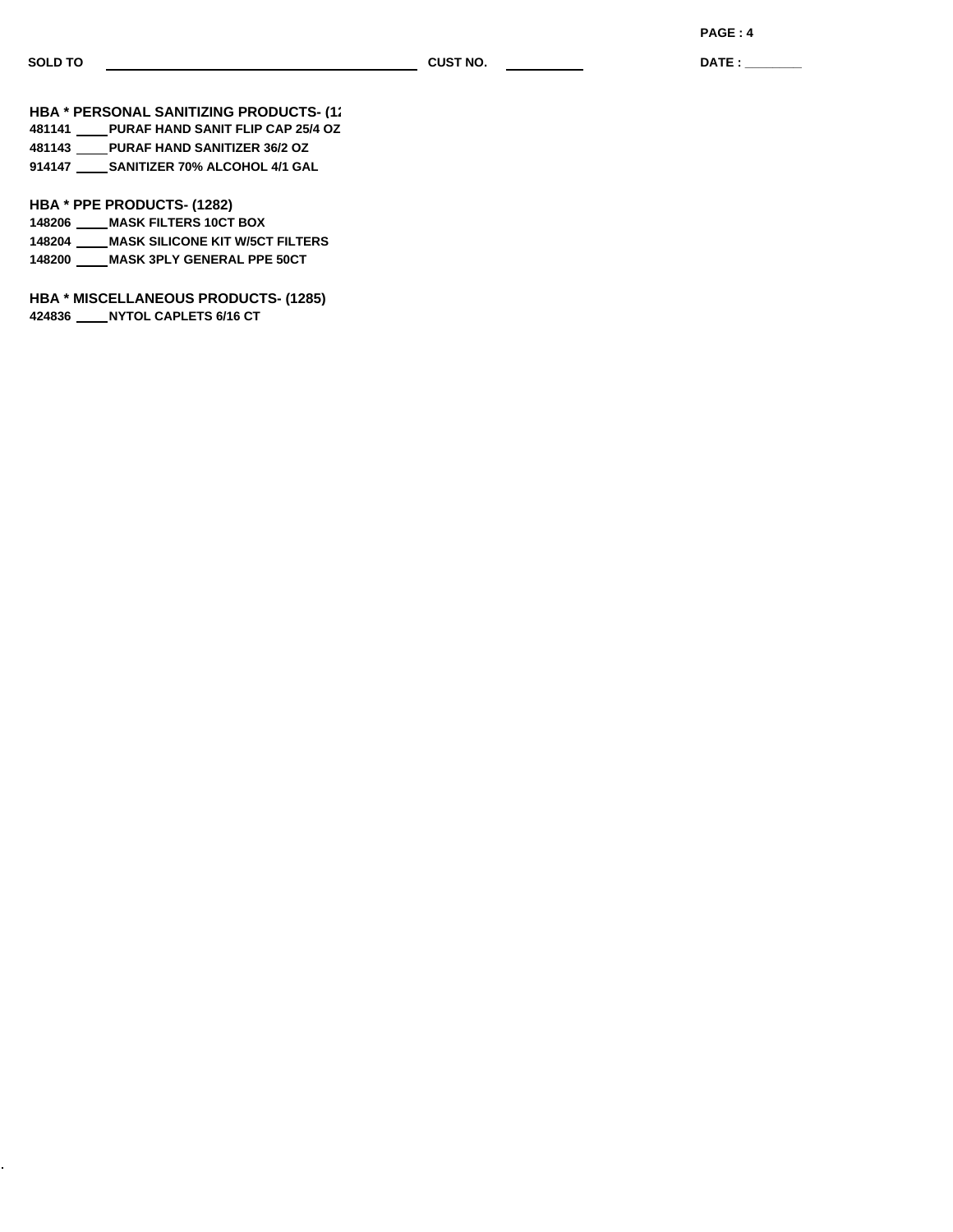SOLD TO ______________________ CUST NO. __________ DATE : ________

**HBA * PERSONAL SANITIZING PRODUCTS- (12**

481141 ____ PURAF HAND SANIT FLIP CAP 25/4 OZ

481143 ____ PURAF HAND SANITIZER 36/2 OZ

914147 ____ SANITIZER 70% ALCOHOL 4/1 GAL

**HBA * PPE PRODUCTS- (1282)**

148206 ____ MASK FILTERS 10CT BOX

148204 ____ MASK SILICONE KIT W/5CT FILTERS

148200 ____ MASK 3PLY GENERAL PPE 50CT

**HBA * MISCELLANEOUS PRODUCTS- (1285)**

424836 ____ NYTOL CAPLETS 6/16 CT